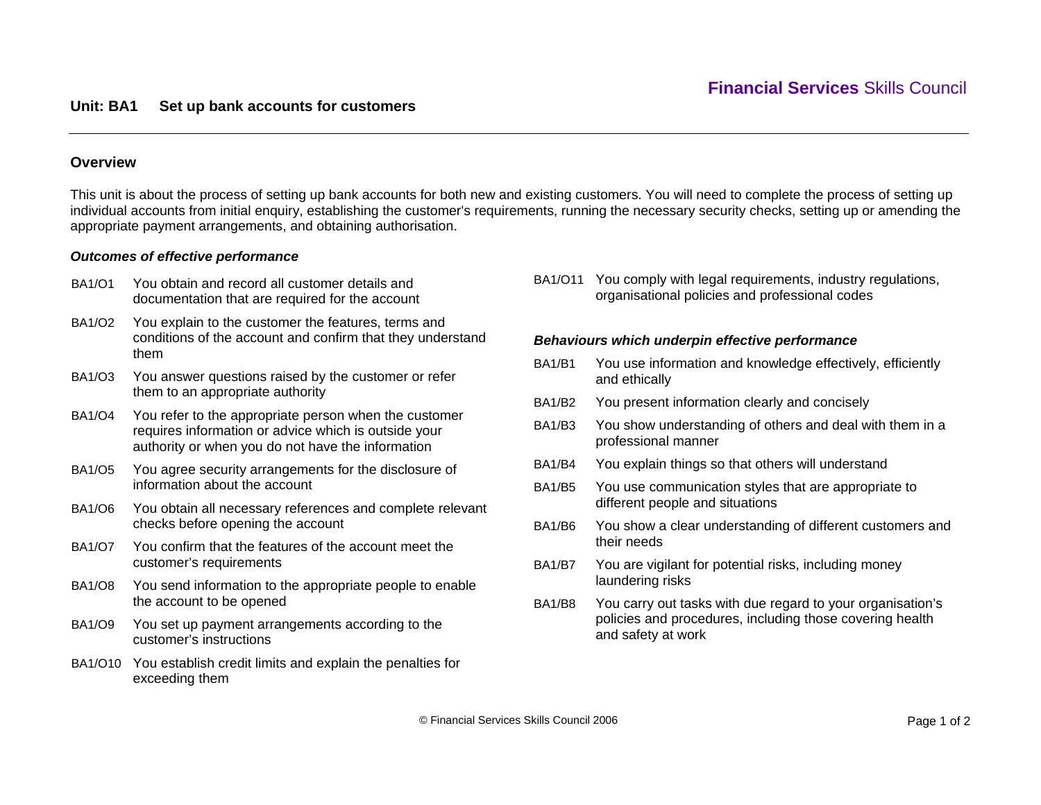Financial Services Skills Council

# Unit: BA1 Set up bank accounts for customers

## Overview

This unit is about the process of setting up bank accounts for both new and existing customers. You will need to complete the process of setting up individual accounts from initial enquiry, establishing the customer's requirements, running the necessary security checks, setting up or amending the appropriate payment arrangements, and obtaining authorisation.

### *Outcomes of effective performance*

- BA1/O1 You obtain and record all customer details and documentation that are required for the account
- BA1/O2 You explain to the customer the features, terms and conditions of the account and confirm that they understand them
- BA1/O3 You answer questions raised by the customer or refer them to an appropriate authority
- BA1/O4 You refer to the appropriate person when the customer requires information or advice which is outside your authority or when you do not have the information
- BA1/O5 You agree security arrangements for the disclosure of information about the account
- BA1/O6 You obtain all necessary references and complete relevant checks before opening the account
- BA1/O7 You confirm that the features of the account meet the customer's requirements
- BA1/O8 You send information to the appropriate people to enable the account to be opened
- BA1/O9 You set up payment arrangements according to the customer's instructions
- BA1/O10 You establish credit limits and explain the penalties for exceeding them
- BA1/O11 You comply with legal requirements, industry regulations, organisational policies and professional codes

### *Behaviours which underpin effective performance*

- BA1/B1 You use information and knowledge effectively, efficiently and ethically
- BA1/B2 You present information clearly and concisely
- BA1/B3 You show understanding of others and deal with them in a professional manner
- BA1/B4 You explain things so that others will understand
- BA1/B5 You use communication styles that are appropriate to different people and situations
- BA1/B6 You show a clear understanding of different customers and their needs
- BA1/B7 You are vigilant for potential risks, including money laundering risks
- BA1/B8 You carry out tasks with due regard to your organisation's policies and procedures, including those covering health and safety at work

© Financial Services Skills Council 2006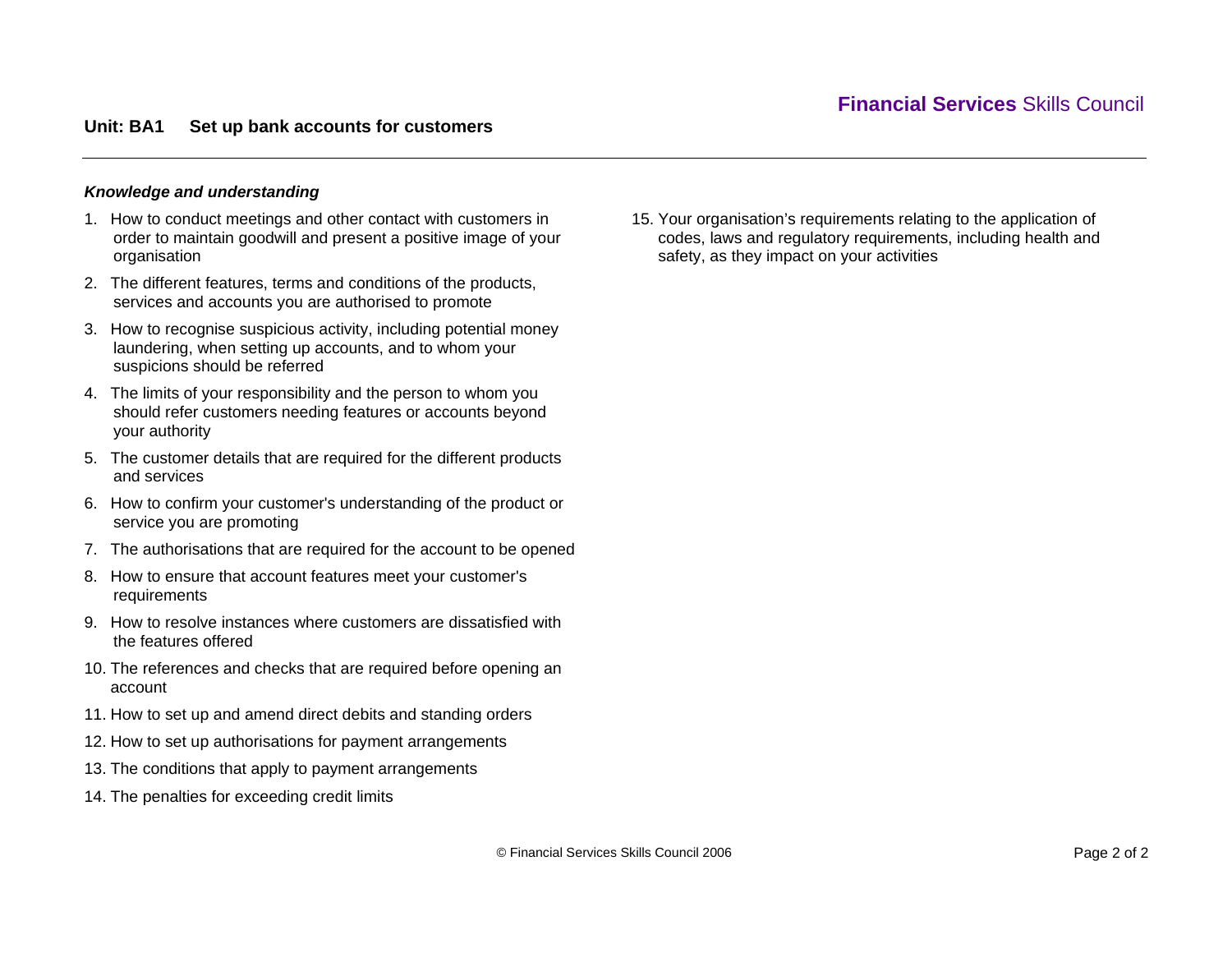## Unit: BA1 Set up bank accounts for customers

***Knowledge and understanding***

1. How to conduct meetings and other contact with customers in order to maintain goodwill and present a positive image of your organisation
2. The different features, terms and conditions of the products, services and accounts you are authorised to promote
3. How to recognise suspicious activity, including potential money laundering, when setting up accounts, and to whom your suspicions should be referred
4. The limits of your responsibility and the person to whom you should refer customers needing features or accounts beyond your authority
5. The customer details that are required for the different products and services
6. How to confirm your customer's understanding of the product or service you are promoting
7. The authorisations that are required for the account to be opened
8. How to ensure that account features meet your customer's requirements
9. How to resolve instances where customers are dissatisfied with the features offered
10. The references and checks that are required before opening an account
11. How to set up and amend direct debits and standing orders
12. How to set up authorisations for payment arrangements
13. The conditions that apply to payment arrangements
14. The penalties for exceeding credit limits
15. Your organisation's requirements relating to the application of codes, laws and regulatory requirements, including health and safety, as they impact on your activities

© Financial Services Skills Council 2006